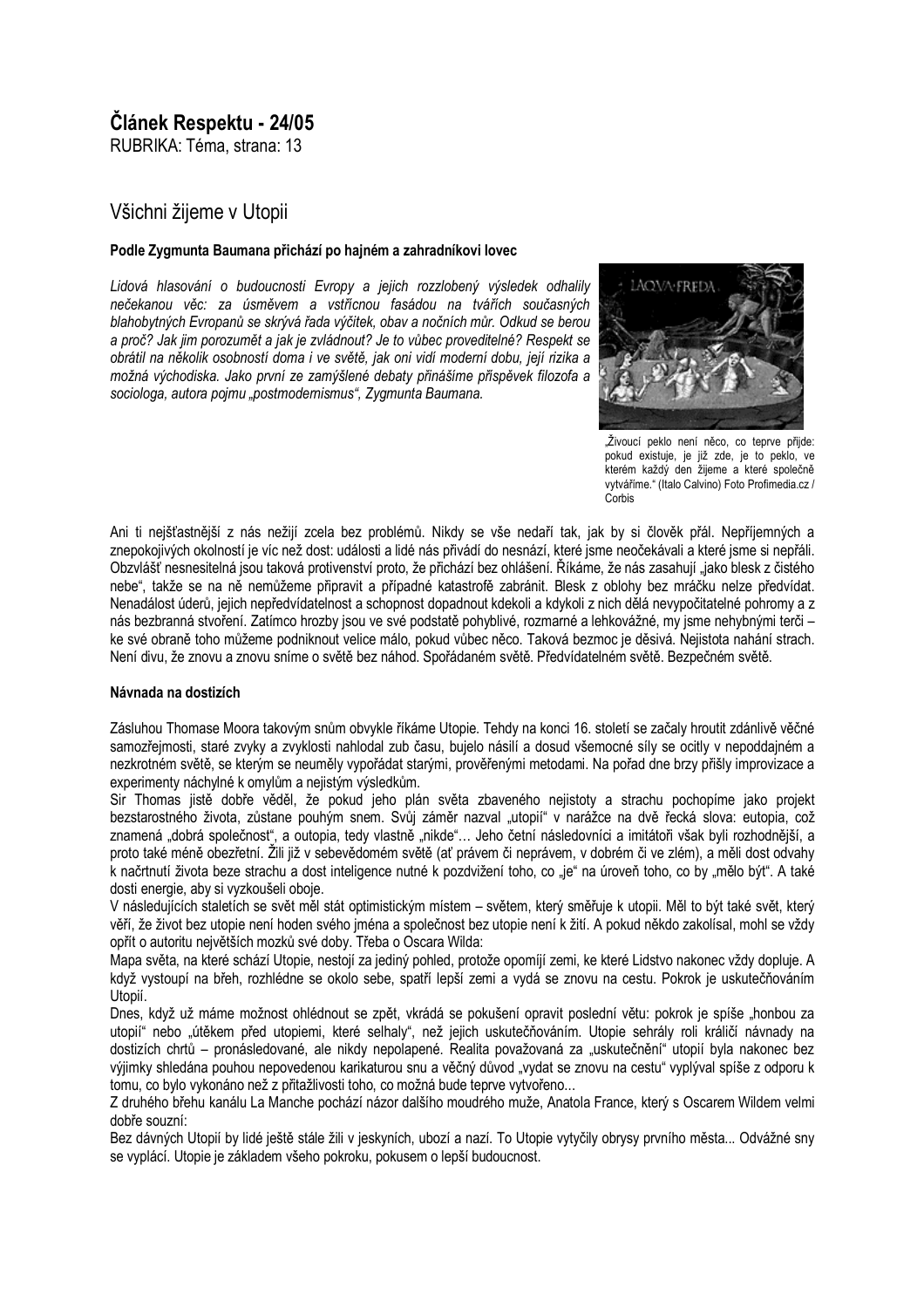## Článek Respektu - 24/05

RUBRIKA: Téma, strana: 13

# Všichni žijeme v Utopii

**Podle Zygmunta Baumana přichází po hajném a zahradníkovi lovec**

*Lidová hlasování o budoucnosti Evropy a jejich rozzlobený výsledek odhalily nečekanou věc: za úsměvem a vstřícnou fasádou na tvářích současných blahobytných Evropanů se skrývá řada výčitek, obav a nočních můr. Odkud se berou a proč? Jak jim porozumět a jak je zvládnout? Je to vůbec proveditelné? Respekt se obrátil na několik osobností doma i ve světě, jak oni vidí moderní dobu, její rizika a možná východiska. Jako první ze zamýšlené debaty přinášíme příspěvek filozofa a sociologa, autora pojmu „postmodernismus", Zygmunta Baumana.*

„Živoucí peklo není něco, co teprve přijde: pokud existuje, je již zde, je to peklo, ve kterém každý den žijeme a které společně vytváříme." (Italo Calvino) Foto Profimedia.cz / Corbis

Ani ti nejšťastnější z nás nežijí zcela bez problémů. Nikdy se vše nedaří tak, jak by si člověk přál. Nepříjemných a znepokojivých okolností je víc než dost: události a lidé nás přivádí do nesnází, které jsme neočekávali a které jsme si nepřáli. Obzvlášť nesnesitelná jsou taková protivenství proto, že přichází bez ohlášení. Říkáme, že nás zasahují „jako blesk z čistého nebe", takže se na ně nemůžeme připravit a případné katastrofě zabránit. Blesk z oblohy bez mráčku nelze předvídat. Nenadálost úderů, jejich nepředvídatelnost a schopnost dopadnout kdekoli a kdykoli z nich dělá nevypočitatelné pohromy a z nás bezbranná stvoření. Zatímco hrozby jsou ve své podstatě pohyblivé, rozmarné a lehkovážné, my jsme nehybnými terči – ke své obraně toho můžeme podniknout velice málo, pokud vůbec něco. Taková bezmoc je děsivá. Nejistota nahání strach. Není divu, že znovu a znovu sníme o světě bez náhod. Spořádaném světě. Předvídatelném světě. Bezpečném světě.

### Návnada na dostizích

Zásluhou Thomase Moora takovým snům obvykle říkáme Utopie. Tehdy na konci 16. století se začaly hroutit zdánlivě věčné samozřejmosti, staré zvyky a zvyklosti nahlodal zub času, bujelo násilí a dosud všemocné síly se ocitly v nepoddajném a nezkrotném světě, se kterým se neuměly vypořádat starými, prověřenými metodami. Na pořad dne brzy přišly improvizace a experimenty náchylné k omylům a nejistým výsledkům.

Sir Thomas jistě dobře věděl, že pokud jeho plán světa zbaveného nejistoty a strachu pochopíme jako projekt bezstarostného života, zůstane pouhým snem. Svůj záměr nazval „utopií" v narážce na dvě řecká slova: eutopia, což znamená „dobrá společnost", a outopia, tedy vlastně „nikde"… Jeho četní následovníci a imitátoři však byli rozhodnější, a proto také méně obezřetní. Žili již v sebevědomém světě (ať právem či neprávem, v dobrém či ve zlém), a měli dost odvahy k načrtnutí života beze strachu a dost inteligence nutné k pozdvižení toho, co „je" na úroveň toho, co by „mělo být". A také dosti energie, aby si vyzkoušeli obojí.

V následujících staletích se svět měl stát optimistickým místem – světem, který směřuje k utopii. Měl to být také svět, který věří, že život bez utopie není hoden svého jména a společnost bez utopie není k žití. A pokud někdo zakolísal, mohl se vždy opřít o autoritu největších mozků své doby. Třeba o Oscara Wilda:

Mapa světa, na které schází Utopie, nestojí za jediný pohled, protože opomíjí zemi, ke které Lidstvo nakonec vždy dopluje. A když vystoupí na břeh, rozhlédne se okolo sebe, spatří lepší zemi a vydá se znovu na cestu. Pokrok je uskutečňováním Utopií.

Dnes, když už máme možnost ohlédnout se zpět, vkrádá se pokušení opravit poslední větu: pokrok je spíše „honbou za utopií" nebo „útěkem před utopiemi, které selhaly", než jejich uskutečňováním. Utopie sehrály roli králičí návnady na dostizích chrtů – pronásledované, ale nikdy nepolapené. Realita považovaná za „uskutečnění" utopií byla nakonec bez výjimky shledána pouhou nepovedenou karikaturou snu a věčný důvod „vydat se znovu na cestu" vyplýval spíše z odporu k tomu, co bylo vykonáno než z přitažlivosti toho, co možná bude teprve vytvořeno...

Z druhého břehu kanálu La Manche pochází názor dalšího moudrého muže, Anatola France, který s Oscarem Wildem velmi dobře souzní:

Bez dávných Utopií by lidé ještě stále žili v jeskyních, ubozí a nazí. To Utopie vytyčily obrysy prvního města... Odvážné sny se vyplácí. Utopie je základem všeho pokroku, pokusem o lepší budoucnost.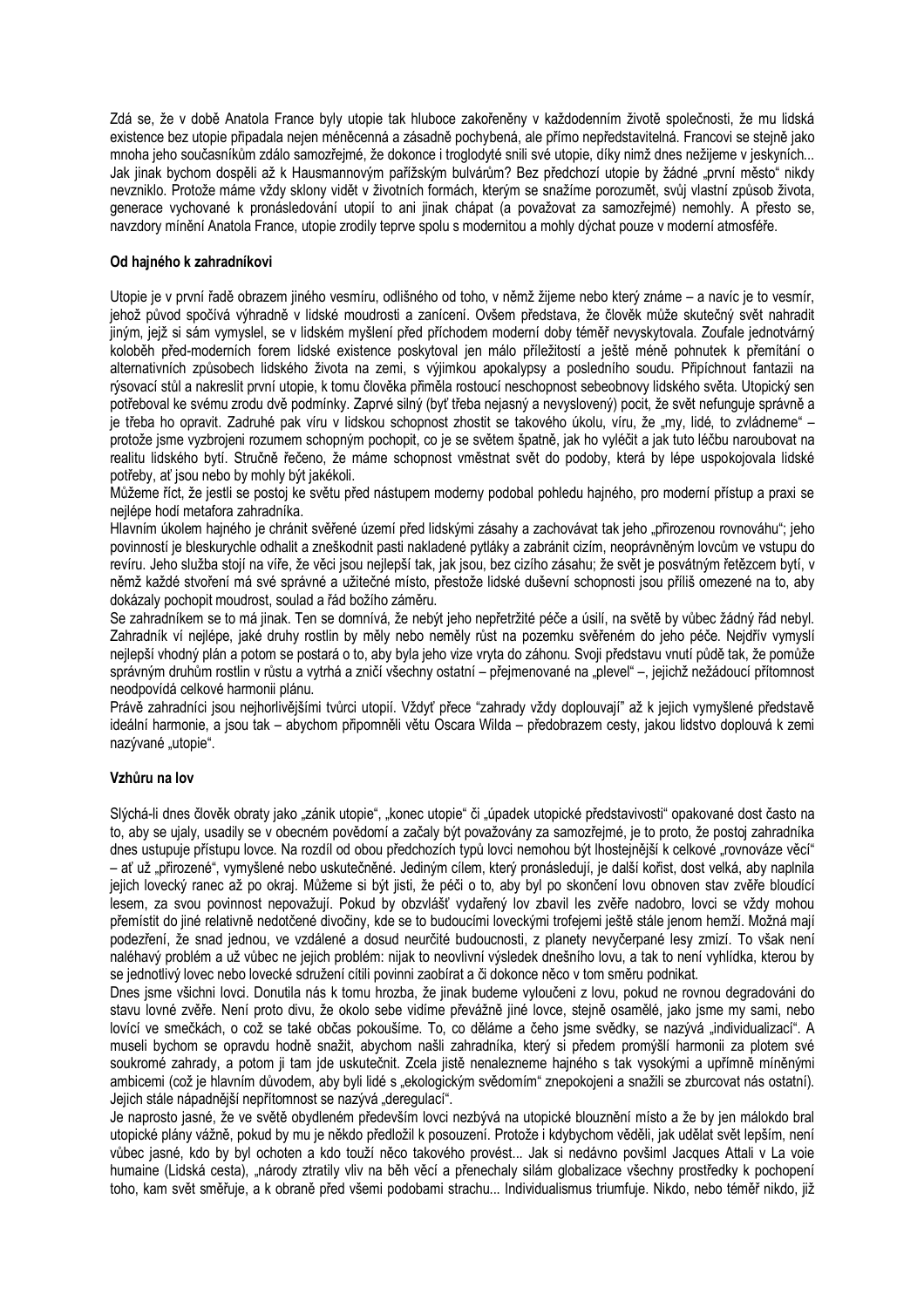Zdá se, že v době Anatola France byly utopie tak hluboce zakořeněny v každodenním životě společnosti, že mu lidská existence bez utopie připadala nejen méněcenná a zásadně pochybená, ale přímo nepředstavitelná. Francovi se stejně jako mnoha jeho současníkům zdálo samozřejmé, že dokonce i troglodyté snili své utopie, díky nimž dnes nežijeme v jeskyních... Jak jinak bychom dospěli až k Hausmannovým pařížským bulvárům? Bez předchozí utopie by žádné „první město" nikdy nevzniklo. Protože máme vždy sklony vidět v životních formách, kterým se snažíme porozumět, svůj vlastní způsob života, generace vychované k pronásledování utopií to ani jinak chápat (a považovat za samozřejmé) nemohly. A přesto se, navzdory mínění Anatola France, utopie zrodily teprve spolu s modernitou a mohly dýchat pouze v moderní atmosféře.

**Od hajného k zahradníkovi**

Utopie je v první řadě obrazem jiného vesmíru, odlišného od toho, v němž žijeme nebo který známe – a navíc je to vesmír, jehož původ spočívá výhradně v lidské moudrosti a zanícení. Ovšem představa, že člověk může skutečný svět nahradit jiným, jejž si sám vymyslel, se v lidském myšlení před příchodem moderní doby téměř nevyskytovala. Zoufale jednotvárný koloběh před-moderních forem lidské existence poskytoval jen málo příležitostí a ještě méně pohnutek k přemítání o alternativních způsobech lidského života na zemi, s výjimkou apokalypsy a posledního soudu. Připíchnout fantazii na rýsovací stůl a nakreslit první utopie, k tomu člověka přiměla rostoucí neschopnost sebeobnovy lidského světa. Utopický sen potřeboval ke svému zrodu dvě podmínky. Zaprvé silný (byť třeba nejasný a nevyslovený) pocit, že svět nefunguje správně a je třeba ho opravit. Zadruhé pak víru v lidskou schopnost zhostit se takového úkolu, víru, že „my, lidé, to zvládneme" – protože jsme vyzbrojeni rozumem schopným pochopit, co je se světem špatně, jak ho vyléčit a jak tuto léčbu naroubovat na realitu lidského bytí. Stručně řečeno, že máme schopnost vměstnat svět do podoby, která by lépe uspokojovala lidské potřeby, ať jsou nebo by mohly být jakékoli.

Můžeme říct, že jestli se postoj ke světu před nástupem moderny podobal pohledu hajného, pro moderní přístup a praxi se nejlépe hodí metafora zahradníka.

Hlavním úkolem hajného je chránit svěřené území před lidskými zásahy a zachovávat tak jeho „přirozenou rovnováhu"; jeho povinností je bleskurychle odhalit a zneškodnit pasti nakladené pytláky a zabránit cizím, neoprávněným lovcům ve vstupu do revíru. Jeho služba stojí na víře, že věci jsou nejlepší tak, jak jsou, bez cizího zásahu; že svět je posvátným řetězcem bytí, v němž každé stvoření má své správné a užitečné místo, přestože lidské duševní schopnosti jsou příliš omezené na to, aby dokázaly pochopit moudrost, soulad a řád božího záměru.

Se zahradníkem se to má jinak. Ten se domnívá, že nebýt jeho nepřetržité péče a úsilí, na světě by vůbec žádný řád nebyl. Zahradník ví nejlépe, jaké druhy rostlin by měly nebo neměly růst na pozemku svěřeném do jeho péče. Nejdřív vymyslí nejlepší vhodný plán a potom se postará o to, aby byla jeho vize vryta do záhonu. Svoji představu vnutí půdě tak, že pomůže správným druhům rostlin v růstu a vytrhá a zničí všechny ostatní – přejmenované na „plevel" –, jejichž nežádoucí přítomnost neodpovídá celkové harmonii plánu.

Právě zahradníci jsou nejhorlivějšími tvůrci utopií. Vždyť přece "zahrady vždy doplouvají" až k jejich vymyšlené představě ideální harmonie, a jsou tak – abychom připomněli větu Oscara Wilda – předobrazem cesty, jakou lidstvo doplouvá k zemi nazývané „utopie".

**Vzhůru na lov**

Slýchá-li dnes člověk obraty jako „zánik utopie", „konec utopie" či „úpadek utopické představivosti" opakované dost často na to, aby se ujaly, usadily se v obecném povědomí a začaly být považovány za samozřejmé, je to proto, že postoj zahradníka dnes ustupuje přístupu lovce. Na rozdíl od obou předchozích typů lovci nemohou být lhostejnější k celkové „rovnováze věcí" – ať už „přirozené", vymyšlené nebo uskutečněné. Jediným cílem, který pronásledují, je další kořist, dost velká, aby naplnila jejich lovecký ranec až po okraj. Můžeme si být jisti, že péči o to, aby byl po skončení lovu obnoven stav zvěře bloudící lesem, za svou povinnost nepovažují. Pokud by obzvlášť vydařený lov zbavil les zvěře nadobro, lovci se vždy mohou přemístit do jiné relativně nedotčené divočiny, kde se to budoucími loveckými trofejemi ještě stále jenom hemží. Možná mají podezření, že snad jednou, ve vzdálené a dosud neurčité budoucnosti, z planety nevyčerpané lesy zmizí. To však není naléhavý problém a už vůbec ne jejich problém: nijak to neovlivní výsledek dnešního lovu, a tak to není vyhlídka, kterou by se jednotlivý lovec nebo lovecké sdružení cítili povinni zaobírat a či dokonce něco v tom směru podnikat.

Dnes jsme všichni lovci. Donutila nás k tomu hrozba, že jinak budeme vyloučeni z lovu, pokud ne rovnou degradováni do stavu lovné zvěře. Není proto divu, že okolo sebe vidíme převážně jiné lovce, stejně osamělé, jako jsme my sami, nebo lovící ve smečkách, o což se také občas pokoušíme. To, co děláme a čeho jsme svědky, se nazývá „individualizací". A museli bychom se opravdu hodně snažit, abychom našli zahradníka, který si předem promýšlí harmonii za plotem své soukromé zahrady, a potom ji tam jde uskutečnit. Zcela jistě nenalezneme hajného s tak vysokými a upřímně míněnými ambicemi (což je hlavním důvodem, aby byli lidé s „ekologickým svědomím" znepokojeni a snažili se zburcovat nás ostatní). Jejich stále nápadnější nepřítomnost se nazývá „deregulací".

Je naprosto jasné, že ve světě obydleném především lovci nezbývá na utopické blouznění místo a že by jen málokdo bral utopické plány vážně, pokud by mu je někdo předložil k posouzení. Protože i kdybychom věděli, jak udělat svět lepším, není vůbec jasné, kdo by byl ochoten a kdo touží něco takového provést... Jak si nedávno povšiml Jacques Attali v La voie humaine (Lidská cesta), „národy ztratily vliv na běh věcí a přenechaly silám globalizace všechny prostředky k pochopení toho, kam svět směřuje, a k obraně před všemi podobami strachu... Individualismus triumfuje. Nikdo, nebo téměř nikdo, již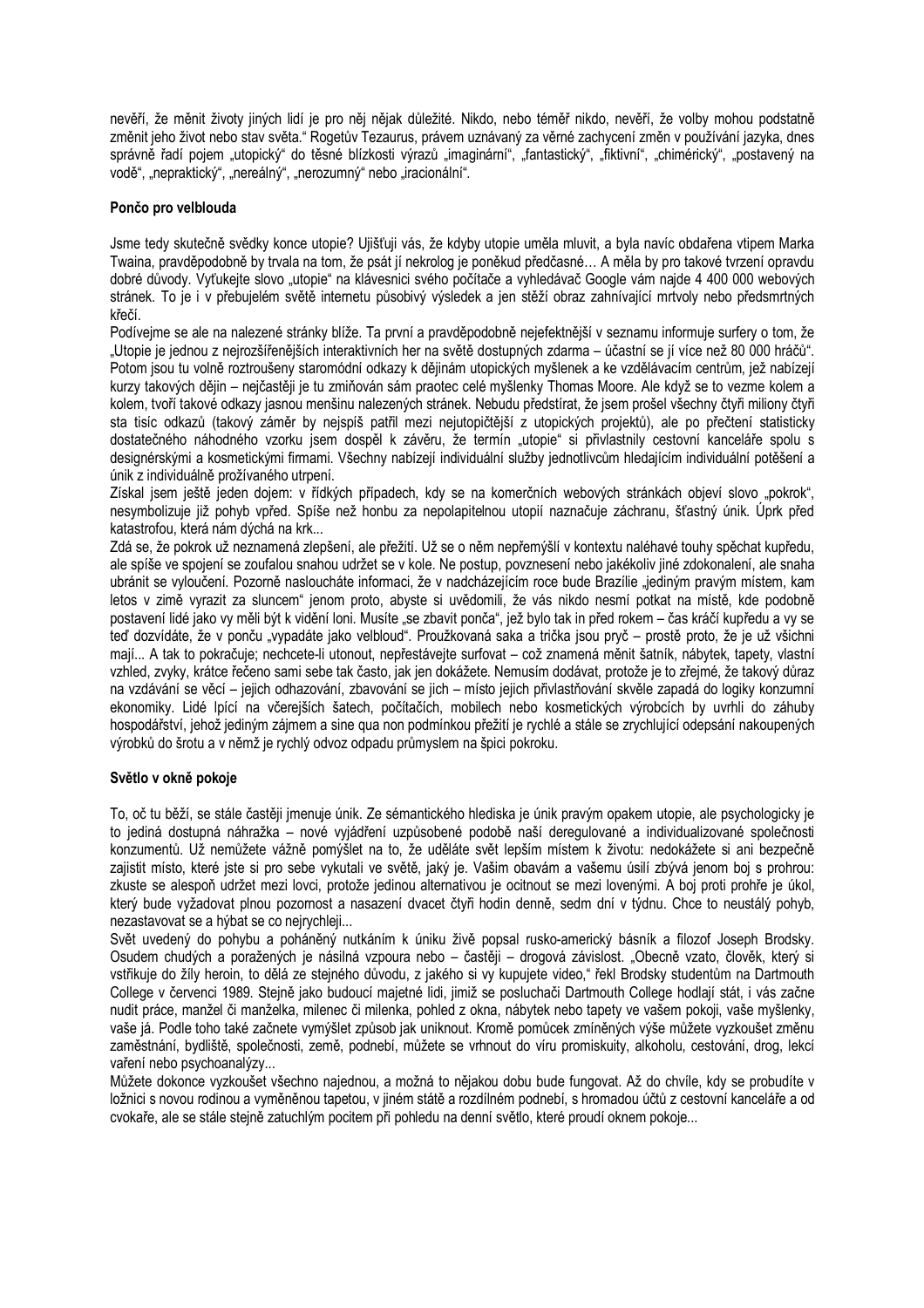nevěří, že měnit životy jiných lidí je pro něj nějak důležité. Nikdo, nebo téměř nikdo, nevěří, že volby mohou podstatně změnit jeho život nebo stav světa." Rogetův Tezaurus, právem uznávaný za věrné zachycení změn v používání jazyka, dnes správně řadí pojem „utopický" do těsné blízkosti výrazů „imaginární", „fantastický", „fiktivní", „chimérický", „postavený na vodě", „nepraktický", „nereálný", „nerozumný" nebo „iracionální".

### Pončo pro velblouda

Jsme tedy skutečně svědky konce utopie? Ujišťuji vás, že kdyby utopie uměla mluvit, a byla navíc obdařena vtipem Marka Twaina, pravděpodobně by trvala na tom, že psát jí nekrolog je poněkud předčasné… A měla by pro takové tvrzení opravdu dobré důvody. Vyťukejte slovo „utopie" na klávesnici svého počítače a vyhledávač Google vám najde 4 400 000 webových stránek. To je i v přebujelém světě internetu působivý výsledek a jen stěží obraz zahnívající mrtvoly nebo předsmrtných křečí.

Podívejme se ale na nalezené stránky blíže. Ta první a pravděpodobně nejefektnější v seznamu informuje surfery o tom, že „Utopie je jednou z nejrozšířenějších interaktivních her na světě dostupných zdarma – účastní se jí více než 80 000 hráčů". Potom jsou tu volně roztroušeny staromódní odkazy k dějinám utopických myšlenek a ke vzdělávacím centrům, jež nabízejí kurzy takových dějin – nejčastěji je tu zmiňován sám praotec celé myšlenky Thomas Moore. Ale když se to vezme kolem a kolem, tvoří takové odkazy jasnou menšinu nalezených stránek. Nebudu předstírat, že jsem prošel všechny čtyři miliony čtyři sta tisíc odkazů (takový záměr by nejspíš patřil mezi nejutopičtější z utopických projektů), ale po přečtení statisticky dostatečného náhodného vzorku jsem dospěl k závěru, že termín „utopie" si přivlastnily cestovní kanceláře spolu s designérskými a kosmetickými firmami. Všechny nabízejí individuální služby jednotlivcům hledajícím individuální potěšení a únik z individuálně prožívaného utrpení.

Získal jsem ještě jeden dojem: v řídkých případech, kdy se na komerčních webových stránkách objeví slovo „pokrok", nesymbolizuje již pohyb vpřed. Spíše než honbu za nepolapitelnou utopií naznačuje záchranu, šťastný únik. Úprk před katastrofou, která nám dýchá na krk...

Zdá se, že pokrok už neznamená zlepšení, ale přežití. Už se o něm nepřemýšlí v kontextu naléhavé touhy spěchat kupředu, ale spíše ve spojení se zoufalou snahou udržet se v kole. Ne postup, povznesení nebo jakékoliv jiné zdokonalení, ale snaha ubránit se vyloučení. Pozorně nasloucháte informaci, že v nadcházejícím roce bude Brazílie „jediným pravým místem, kam letos v zimě vyrazit za sluncem" jenom proto, abyste si uvědomili, že vás nikdo nesmí potkat na místě, kde podobně postavení lidé jako vy měli být k vidění loni. Musíte „se zbavit ponča", jež bylo tak in před rokem – čas kráčí kupředu a vy se teď dozvídáte, že v ponču „vypadáte jako velbloud". Proužkovaná saka a trička jsou pryč – prostě proto, že je už všichni mají... A tak to pokračuje; nechcete-li utonout, nepřestávejte surfovat – což znamená měnit šatník, nábytek, tapety, vlastní vzhled, zvyky, krátce řečeno sami sebe tak často, jak jen dokážete. Nemusím dodávat, protože je to zřejmé, že takový důraz na vzdávání se věcí – jejich odhazování, zbavování se jich – místo jejich přivlastňování skvěle zapadá do logiky konzumní ekonomiky. Lidé lpící na včerejších šatech, počítačích, mobilech nebo kosmetických výrobcích by uvrhli do záhuby hospodářství, jehož jediným zájmem a sine qua non podmínkou přežití je rychlé a stále se zrychlující odepsání nakoupených výrobků do šrotu a v němž je rychlý odvoz odpadu průmyslem na špici pokroku.

### Světlo v okně pokoje

To, oč tu běží, se stále častěji jmenuje únik. Ze sémantického hlediska je únik pravým opakem utopie, ale psychologicky je to jediná dostupná náhražka – nové vyjádření uzpůsobené podobě naší deregulované a individualizované společnosti konzumentů. Už nemůžete vážně pomýšlet na to, že uděláte svět lepším místem k životu: nedokážete si ani bezpečně zajistit místo, které jste si pro sebe vykutali ve světě, jaký je. Vašim obavám a vašemu úsilí zbývá jenom boj s prohrou: zkuste se alespoň udržet mezi lovci, protože jedinou alternativou je ocitnout se mezi lovenými. A boj proti prohře je úkol, který bude vyžadovat plnou pozornost a nasazení dvacet čtyři hodin denně, sedm dní v týdnu. Chce to neustálý pohyb, nezastavovat se a hýbat se co nejrychleji...

Svět uvedený do pohybu a poháněný nutkáním k úniku živě popsal rusko-americký básník a filozof Joseph Brodsky. Osudem chudých a poražených je násilná vzpoura nebo – častěji – drogová závislost. „Obecně vzato, člověk, který si vstřikuje do žíly heroin, to dělá ze stejného důvodu, z jakého si vy kupujete video," řekl Brodsky studentům na Dartmouth College v červenci 1989. Stejně jako budoucí majetné lidi, jimiž se posluchači Dartmouth College hodlají stát, i vás začne nudit práce, manžel či manželka, milenec či milenka, pohled z okna, nábytek nebo tapety ve vašem pokoji, vaše myšlenky, vaše já. Podle toho také začnete vymýšlet způsob jak uniknout. Kromě pomůcek zmíněných výše můžete vyzkoušet změnu zaměstnání, bydliště, společnosti, země, podnebí, můžete se vrhnout do víru promiskuity, alkoholu, cestování, drog, lekcí vaření nebo psychoanalýzy...

Můžete dokonce vyzkoušet všechno najednou, a možná to nějakou dobu bude fungovat. Až do chvíle, kdy se probudíte v ložnici s novou rodinou a vyměněnou tapetou, v jiném státě a rozdílném podnebí, s hromadou účtů z cestovní kanceláře a od cvokaře, ale se stále stejně zatuchlým pocitem při pohledu na denní světlo, které proudí oknem pokoje...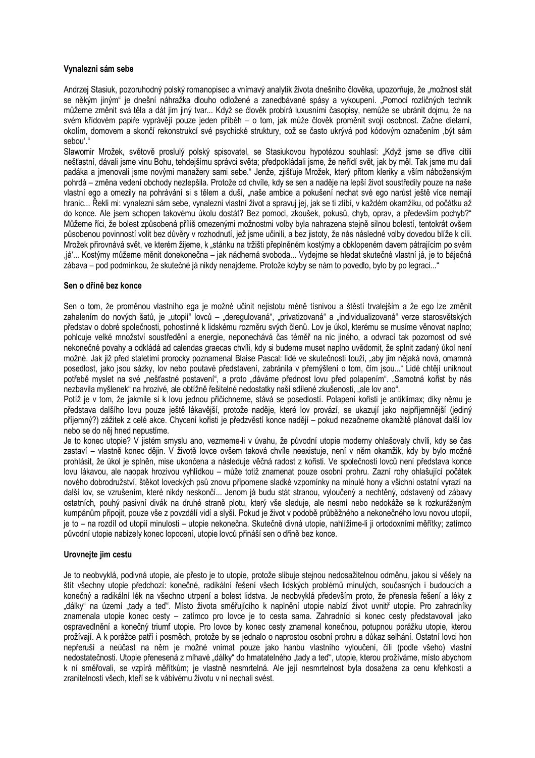### Vynalezni sám sebe

Andrzej Stasiuk, pozoruhodný polský romanopisec a vnímavý analytik života dnešního člověka, upozorňuje, že „možnost stát se někým jiným" je dnešní náhražka dlouho odložené a zanedbávané spásy a vykoupení. „Pomocí rozličných technik můžeme změnit svá těla a dát jim jiný tvar... Když se člověk probírá luxusními časopisy, nemůže se ubránit dojmu, že na svém křídovém papíře vyprávějí pouze jeden příběh – o tom, jak může člověk proměnit svoji osobnost. Začne dietami, okolím, domovem a skončí rekonstrukcí své psychické struktury, což se často ukrývá pod kódovým označením ‚být sám sebou'."

Slawomir Mrožek, světově proslulý polský spisovatel, se Stasiukovou hypotézou souhlasí: „Když jsme se dříve cítili nešťastní, dávali jsme vinu Bohu, tehdejšímu správci světa; předpokládali jsme, že neřídí svět, jak by měl. Tak jsme mu dali padáka a jmenovali jsme novými manažery sami sebe." Jenže, zjišťuje Mrožek, který přitom kleriky a vším náboženským pohrdá – změna vedení obchody nezlepšila. Protože od chvíle, kdy se sen a naděje na lepší život soustředily pouze na naše vlastní ego a omezily na pohrávání si s tělem a duší, „naše ambice a pokušení nechat své ego narůst ještě více nemají hranic... Řekli mi: vynalezni sám sebe, vynalezni vlastní život a spravuj jej, jak se ti zlíbí, v každém okamžiku, od počátku až do konce. Ale jsem schopen takovému úkolu dostát? Bez pomoci, zkoušek, pokusů, chyb, oprav, a především pochyb?" Můžeme říci, že bolest způsobená příliš omezenými možnostmi volby byla nahrazena stejně silnou bolestí, tentokrát ovšem působenou povinností volit bez důvěry v rozhodnutí, jež jsme učinili, a bez jistoty, že nás následné volby dovedou blíže k cíli. Mrožek přirovnává svět, ve kterém žijeme, k „stánku na tržišti přeplněném kostýmy a obklopeném davem pátrajícím po svém ‚já'... Kostýmy můžeme měnit donekonečna – jak nádherná svoboda... Vydejme se hledat skutečné vlastní já, je to báječná zábava – pod podmínkou, že skutečné já nikdy nenajdeme. Protože kdyby se nám to povedlo, bylo by po legraci..."

### Sen o dřině bez konce

Sen o tom, že proměnou vlastního ega je možné učinit nejistotu méně tísnivou a štěstí trvalejším a že ego lze změnit zahalením do nových šatů, je „utopií" lovců – „deregulovaná", „privatizovaná" a „individualizovaná" verze starosvětských představ o dobré společnosti, pohostinné k lidskému rozměru svých členů. Lov je úkol, kterému se musíme věnovat naplno; pohlcuje velké množství soustředění a energie, neponechává čas téměř na nic jiného, a odvrací tak pozornost od své nekonečné povahy a odkládá ad calendas graecas chvíli, kdy si budeme muset naplno uvědomit, že splnit zadaný úkol není možné. Jak již před staletími prorocky poznamenal Blaise Pascal: lidé ve skutečnosti touží, „aby jim nějaká nová, omamná posedlost, jako jsou sázky, lov nebo poutavé představení, zabránila v přemýšlení o tom, čím jsou..." Lidé chtějí uniknout potřebě myslet na své „nešťastné postavení", a proto „dáváme přednost lovu před polapením". „Samotná kořist by nás nezbavila myšlenek" na hrozivé, ale obtížně řešitelné nedostatky naší sdílené zkušenosti, „ale lov ano".

Potíž je v tom, že jakmile si k lovu jednou přičichneme, stává se posedlostí. Polapení kořisti je antiklimax; díky němu je představa dalšího lovu pouze ještě lákavější, protože naděje, které lov provází, se ukazují jako nejpříjemnější (jediný příjemný?) zážitek z celé akce. Chycení kořisti je předzvěstí konce nadějí – pokud nezačneme okamžitě plánovat další lov nebo se do něj hned nepustíme.

Je to konec utopie? V jistém smyslu ano, vezmeme-li v úvahu, že původní utopie moderny ohlašovaly chvíli, kdy se čas zastaví – vlastně konec dějin. V životě lovce ovšem taková chvíle neexistuje, není v něm okamžik, kdy by bylo možné prohlásit, že úkol je splněn, mise ukončena a následuje věčná radost z kořisti. Ve společnosti lovců není představa konce lovu lákavou, ale naopak hrozivou vyhlídkou – může totiž znamenat pouze osobní prohru. Zazní rohy ohlašující počátek nového dobrodružství, štěkot loveckých psů znovu připomene sladké vzpomínky na minulé hony a všichni ostatní vyrazí na další lov, se vzrušením, které nikdy neskončí... Jenom já budu stát stranou, vyloučený a nechtěný, odstavený od zábavy ostatních, pouhý pasivní divák na druhé straně plotu, který vše sleduje, ale nesmí nebo nedokáže se k rozkuráženým kumpánům připojit, pouze vše z povzdálí vidí a slyší. Pokud je život v podobě průběžného a nekonečného lovu novou utopií, je to – na rozdíl od utopií minulosti – utopie nekonečna. Skutečně divná utopie, nahlížíme-li ji ortodoxními měřítky; zatímco původní utopie nabízely konec lopocení, utopie lovců přináší sen o dřině bez konce.

### Urovnejte jim cestu

Je to neobvyklá, podivná utopie, ale přesto je to utopie, protože slibuje stejnou nedosažitelnou odměnu, jakou si věšely na štít všechny utopie předchozí: konečné, radikální řešení všech lidských problémů minulých, současných i budoucích a konečný a radikální lék na všechno utrpení a bolest lidstva. Je neobvyklá především proto, že přenesla řešení a léky z „dálky" na území „tady a teď". Místo života směřujícího k naplnění utopie nabízí život uvnitř utopie. Pro zahradníky znamenala utopie konec cesty – zatímco pro lovce je to cesta sama. Zahradníci si konec cesty představovali jako ospravedlnění a konečný triumf utopie. Pro lovce by konec cesty znamenal konečnou, potupnou porážku utopie, kterou prožívají. A k porážce patří i posměch, protože by se jednalo o naprostou osobní prohru a důkaz selhání. Ostatní lovci hon nepřeruší a neúčast na něm je možné vnímat pouze jako hanbu vlastního vyloučení, čili (podle všeho) vlastní nedostatečnosti. Utopie přenesená z mlhavé „dálky" do hmatatelného „tady a teď", utopie, kterou prožíváme, místo abychom k ní směřovali, se vzpírá měřítkům; je vlastně nesmrtelná. Ale její nesmrtelnost byla dosažena za cenu křehkosti a zranitelnosti všech, kteří se k vábivému životu v ní nechali svést.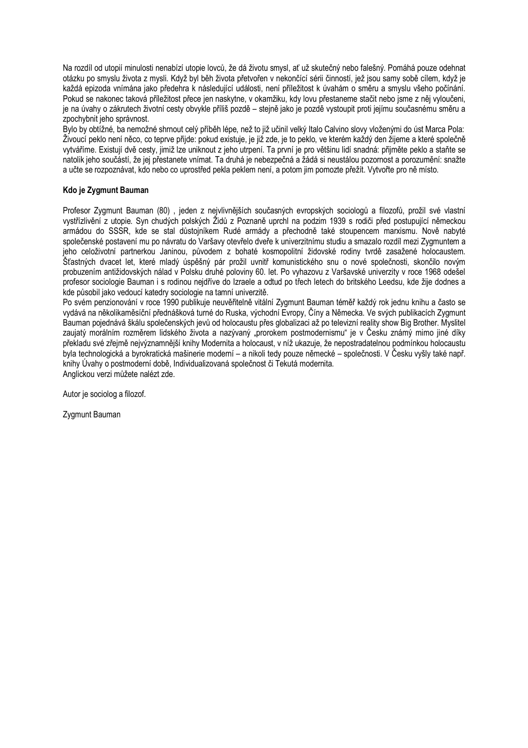Na rozdíl od utopií minulosti nenabízí utopie lovců, že dá životu smysl, ať už skutečný nebo falešný. Pomáhá pouze odehnat otázku po smyslu života z mysli. Když byl běh života přetvořen v nekončící sérii činností, jež jsou samy sobě cílem, když je každá epizoda vnímána jako předehra k následující události, není příležitost k úvahám o směru a smyslu všeho počínání. Pokud se nakonec taková příležitost přece jen naskytne, v okamžiku, kdy lovu přestaneme stačit nebo jsme z něj vyloučeni, je na úvahy o zákrutech životní cesty obvykle příliš pozdě – stejně jako je pozdě vystoupit proti jejímu současnému směru a zpochybnit jeho správnost.

Bylo by obtížné, ba nemožné shrnout celý příběh lépe, než to již učinil velký Italo Calvino slovy vloženými do úst Marca Pola: Živoucí peklo není něco, co teprve přijde: pokud existuje, je již zde, je to peklo, ve kterém každý den žijeme a které společně vytváříme. Existují dvě cesty, jimiž lze uniknout z jeho utrpení. Ta první je pro většinu lidí snadná: přijměte peklo a staňte se natolik jeho součástí, že jej přestanete vnímat. Ta druhá je nebezpečná a žádá si neustálou pozornost a porozumění: snažte a učte se rozpoznávat, kdo nebo co uprostřed pekla peklem není, a potom jim pomozte přežít. Vytvořte pro ně místo.

**Kdo je Zygmunt Bauman**

Profesor Zygmunt Bauman (80) , jeden z nejvlivnějších současných evropských sociologů a filozofů, prožil své vlastní vystřízlivění z utopie. Syn chudých polských Židů z Poznaně uprchl na podzim 1939 s rodiči před postupující německou armádou do SSSR, kde se stal důstojníkem Rudé armády a přechodně také stoupencem marxismu. Nově nabyté společenské postavení mu po návratu do Varšavy otevřelo dveře k univerzitnímu studiu a smazalo rozdíl mezi Zygmuntem a jeho celoživotní partnerkou Janinou, původem z bohaté kosmopolitní židovské rodiny tvrdě zasažené holocaustem. Šťastných dvacet let, které mladý úspěšný pár prožil uvnitř komunistického snu o nové společnosti, skončilo novým probuzením antižidovských nálad v Polsku druhé poloviny 60. let. Po vyhazovu z Varšavské univerzity v roce 1968 odešel profesor sociologie Bauman i s rodinou nejdříve do Izraele a odtud po třech letech do britského Leedsu, kde žije dodnes a kde působil jako vedoucí katedry sociologie na tamní univerzitě.

Po svém penzionování v roce 1990 publikuje neuvěřitelně vitální Zygmunt Bauman téměř každý rok jednu knihu a často se vydává na několikaměsíční přednášková turné do Ruska, východní Evropy, Číny a Německa. Ve svých publikacích Zygmunt Bauman pojednává škálu společenských jevů od holocaustu přes globalizaci až po televizní reality show Big Brother. Myslitel zaujatý morálním rozměrem lidského života a nazývaný „prorokem postmodernismu" je v Česku známý mimo jiné díky překladu své zřejmě nejvýznamnější knihy Modernita a holocaust, v níž ukazuje, že nepostradatelnou podmínkou holocaustu byla technologická a byrokratická mašinerie moderní – a nikoli tedy pouze německé – společnosti. V Česku vyšly také např. knihy Úvahy o postmoderní době, Individualizovaná společnost či Tekutá modernita.

Anglickou verzi můžete nalézt zde.

Autor je sociolog a filozof.

Zygmunt Bauman